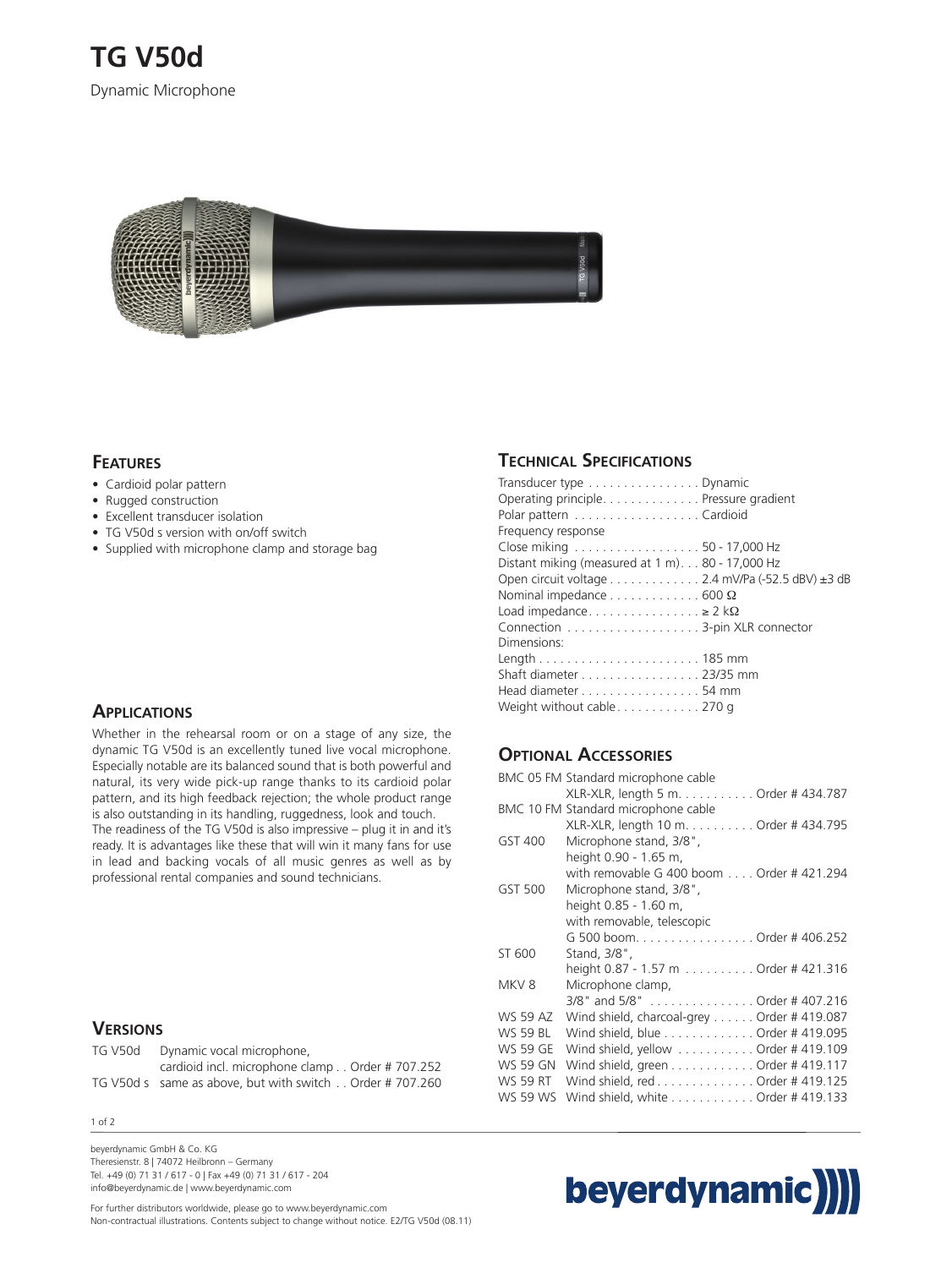# TG V50d

Dynamic Microphone

## Features

- Cardioid polar pattern
- Rugged construction
- Excellent transducer isolation
- TG V50d s version with on/off switch
- Supplied with microphone clamp and storage bag

## Applications

Whether in the rehearsal room or on a stage of any size, the dynamic TG V50d is an excellently tuned live vocal microphone. Especially notable are its balanced sound that is both powerful and natural, its very wide pick-up range thanks to its cardioid polar pattern, and its high feedback rejection; the whole product range is also outstanding in its handling, ruggedness, look and touch. The readiness of the TG V50d is also impressive – plug it in and it's ready. It is advantages like these that will win it many fans for use in lead and backing vocals of all music genres as well as by professional rental companies and sound technicians.

## Versions

| | | |
|---|---|---|
| TG V50d | Dynamic vocal microphone, cardioid incl. microphone clamp | Order # 707.252 |
| TG V50d s | same as above, but with switch | Order # 707.260 |

## Technical Specifications

| | |
|---|---|
| Transducer type | Dynamic |
| Operating principle | Pressure gradient |
| Polar pattern | Cardioid |
| Frequency response | |
| Close miking | 50 - 17,000 Hz |
| Distant miking (measured at 1 m) | 80 - 17,000 Hz |
| Open circuit voltage | 2.4 mV/Pa (-52.5 dBV) ±3 dB |
| Nominal impedance | 600 Ω |
| Load impedance | ≥ 2 kΩ |
| Connection | 3-pin XLR connector |
| Dimensions: | |
| Length | 185 mm |
| Shaft diameter | 23/35 mm |
| Head diameter | 54 mm |
| Weight without cable | 270 g |

## Optional Accessories

| | | |
|---|---|---|
| BMC 05 FM | Standard microphone cable XLR-XLR, length 5 m. | Order # 434.787 |
| BMC 10 FM | Standard microphone cable XLR-XLR, length 10 m. | Order # 434.795 |
| GST 400 | Microphone stand, 3/8", height 0.90 - 1.65 m, with removable G 400 boom | Order # 421.294 |
| GST 500 | Microphone stand, 3/8", height 0.85 - 1.60 m, with removable, telescopic G 500 boom. | Order # 406.252 |
| ST 600 | Stand, 3/8", height 0.87 - 1.57 m | Order # 421.316 |
| MKV 8 | Microphone clamp, 3/8" and 5/8" | Order # 407.216 |
| WS 59 AZ | Wind shield, charcoal-grey | Order # 419.087 |
| WS 59 BL | Wind shield, blue | Order # 419.095 |
| WS 59 GE | Wind shield, yellow | Order # 419.109 |
| WS 59 GN | Wind shield, green | Order # 419.117 |
| WS 59 RT | Wind shield, red | Order # 419.125 |
| WS 59 WS | Wind shield, white | Order # 419.133 |

beyerdynamic GmbH & Co. KG
Theresienstr. 8 | 74072 Heilbronn – Germany
Tel. +49 (0) 71 31 / 617 - 0 | Fax +49 (0) 71 31 / 617 - 204
info@beyerdynamic.de | www.beyerdynamic.com

For further distributors worldwide, please go to www.beyerdynamic.com
Non-contractual illustrations. Contents subject to change without notice. E2/TG V50d (08.11)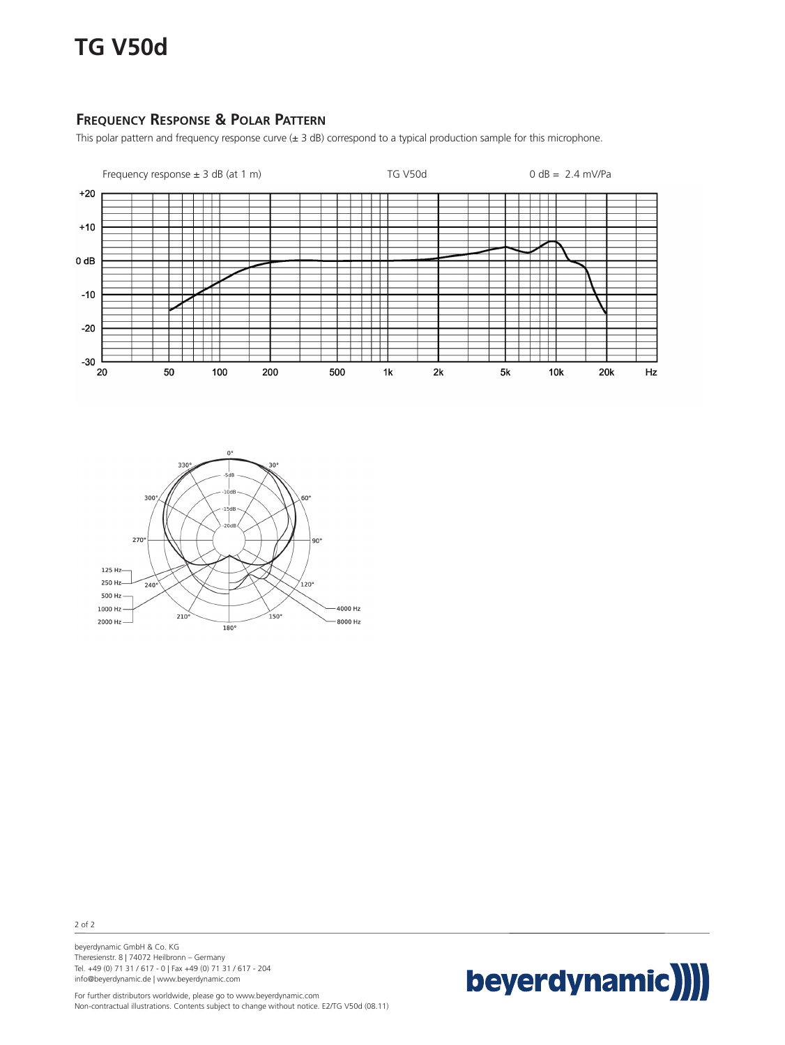# TG V50d

## Frequency Response & Polar Pattern

This polar pattern and frequency response curve (± 3 dB) correspond to a typical production sample for this microphone.

Frequency response ± 3 dB (at 1 m)

TG V50d

0 dB = 2.4 mV/Pa

+20
+10
0 dB
-10
-20
-30

20 50 100 200 500 1k 2k 5k 10k 20k Hz

0°
30°
60°
90°
120°
150°
180°
210°
240°
270°
300°
330°

-5dB
-10dB
-15dB
-20dB

125 Hz
250 Hz
500 Hz
1000 Hz
2000 Hz

4000 Hz
8000 Hz

beyerdynamic GmbH & Co. KG
Theresienstr. 8 | 74072 Heilbronn – Germany
Tel. +49 (0) 71 31 / 617 - 0 | Fax +49 (0) 71 31 / 617 - 204
info@beyerdynamic.de | www.beyerdynamic.com

For further distributors worldwide, please go to www.beyerdynamic.com
Non-contractual illustrations. Contents subject to change without notice. E2/TG V50d (08.11)

beyerdynamic